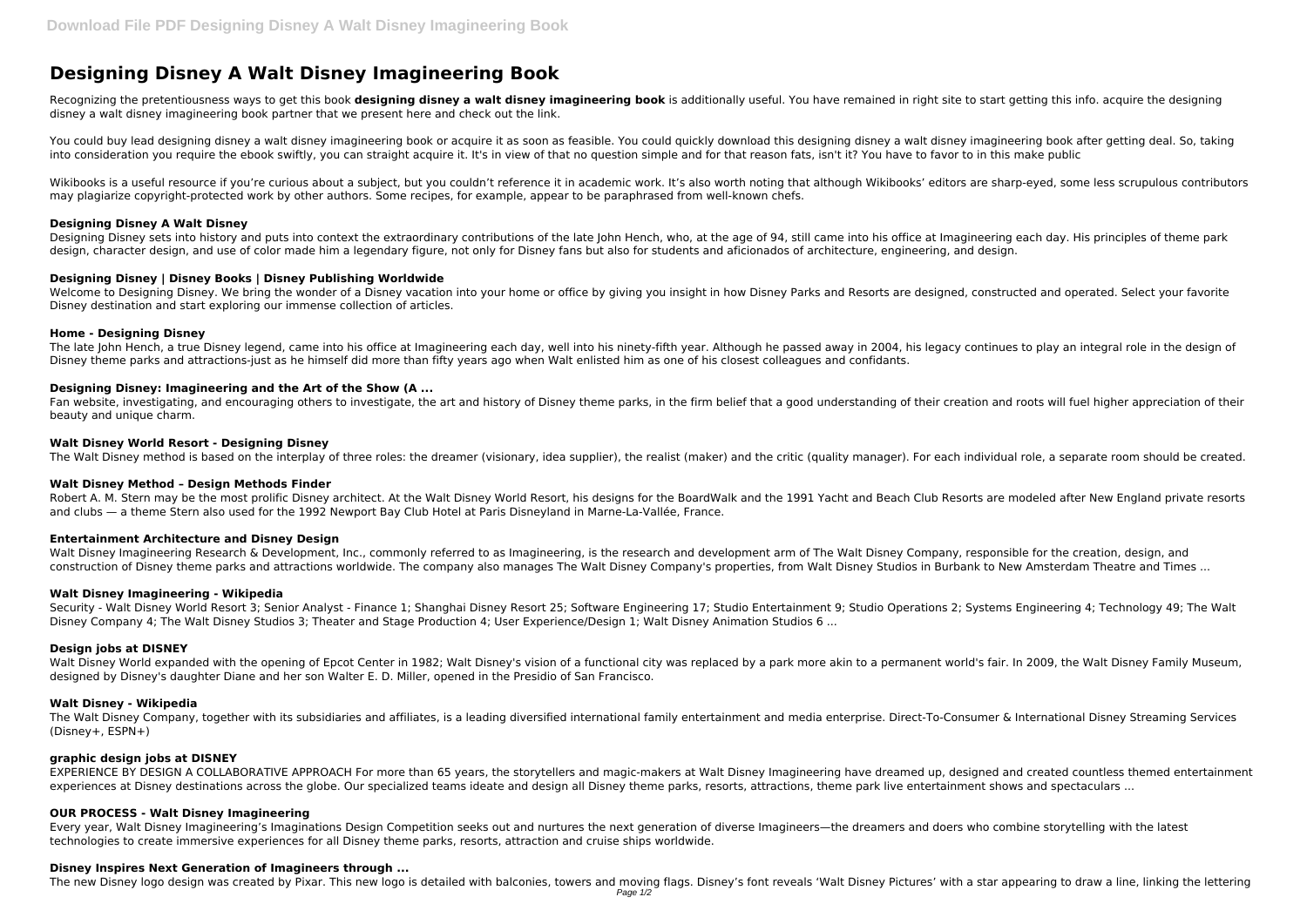# Designing Disney A Walt Disney Imagineering Book

Recognizing the pretentiousness ways to get this book **designing disney a walt disney imagineering book** is additionally useful. You have remained in right site to start getting this info. acquire the designing disney a walt disney imagineering book partner that we present here and check out the link.

You could buy lead designing disney a walt disney imagineering book or acquire it as soon as feasible. You could quickly download this designing disney a walt disney imagineering book after getting deal. So, taking into consideration you require the ebook swiftly, you can straight acquire it. It's in view of that no question simple and for that reason fats, isn't it? You have to favor to in this make public

Wikibooks is a useful resource if you're curious about a subject, but you couldn't reference it in academic work. It's also worth noting that although Wikibooks' editors are sharp-eyed, some less scrupulous contributors may plagiarize copyright-protected work by other authors. Some recipes, for example, appear to be paraphrased from well-known chefs.

### Designing Disney A Walt Disney

Designing Disney sets into history and puts into context the extraordinary contributions of the late John Hench, who, at the age of 94, still came into his office at Imagineering each day. His principles of theme park design, character design, and use of color made him a legendary figure, not only for Disney fans but also for students and aficionados of architecture, engineering, and design.

### Designing Disney | Disney Books | Disney Publishing Worldwide

Welcome to Designing Disney. We bring the wonder of a Disney vacation into your home or office by giving you insight in how Disney Parks and Resorts are designed, constructed and operated. Select your favorite Disney destination and start exploring our immense collection of articles.

### Home - Designing Disney

The late John Hench, a true Disney legend, came into his office at Imagineering each day, well into his ninety-fifth year. Although he passed away in 2004, his legacy continues to play an integral role in the design of Disney theme parks and attractions-just as he himself did more than fifty years ago when Walt enlisted him as one of his closest colleagues and confidants.

### Designing Disney: Imagineering and the Art of the Show (A ...

Fan website, investigating, and encouraging others to investigate, the art and history of Disney theme parks, in the firm belief that a good understanding of their creation and roots will fuel higher appreciation of their beauty and unique charm.

### Walt Disney World Resort - Designing Disney

The Walt Disney method is based on the interplay of three roles: the dreamer (visionary, idea supplier), the realist (maker) and the critic (quality manager). For each individual role, a separate room should be created.

### Walt Disney Method – Design Methods Finder

Robert A. M. Stern may be the most prolific Disney architect. At the Walt Disney World Resort, his designs for the BoardWalk and the 1991 Yacht and Beach Club Resorts are modeled after New England private resorts and clubs — a theme Stern also used for the 1992 Newport Bay Club Hotel at Paris Disneyland in Marne-La-Vallée, France.

### Entertainment Architecture and Disney Design

Walt Disney Imagineering Research & Development, Inc., commonly referred to as Imagineering, is the research and development arm of The Walt Disney Company, responsible for the creation, design, and construction of Disney theme parks and attractions worldwide. The company also manages The Walt Disney Company's properties, from Walt Disney Studios in Burbank to New Amsterdam Theatre and Times ...

### Walt Disney Imagineering - Wikipedia

Security - Walt Disney World Resort 3; Senior Analyst - Finance 1; Shanghai Disney Resort 25; Software Engineering 17; Studio Entertainment 9; Studio Operations 2; Systems Engineering 4; Technology 49; The Walt Disney Company 4; The Walt Disney Studios 3; Theater and Stage Production 4; User Experience/Design 1; Walt Disney Animation Studios 6 ...

### Design jobs at DISNEY

Walt Disney World expanded with the opening of Epcot Center in 1982; Walt Disney's vision of a functional city was replaced by a park more akin to a permanent world's fair. In 2009, the Walt Disney Family Museum, designed by Disney's daughter Diane and her son Walter E. D. Miller, opened in the Presidio of San Francisco.

### Walt Disney - Wikipedia

The Walt Disney Company, together with its subsidiaries and affiliates, is a leading diversified international family entertainment and media enterprise. Direct-To-Consumer & International Disney Streaming Services (Disney+, ESPN+)

### graphic design jobs at DISNEY

EXPERIENCE BY DESIGN A COLLABORATIVE APPROACH For more than 65 years, the storytellers and magic-makers at Walt Disney Imagineering have dreamed up, designed and created countless themed entertainment experiences at Disney destinations across the globe. Our specialized teams ideate and design all Disney theme parks, resorts, attractions, theme park live entertainment shows and spectaculars ...

### OUR PROCESS - Walt Disney Imagineering

Every year, Walt Disney Imagineering's Imaginations Design Competition seeks out and nurtures the next generation of diverse Imagineers—the dreamers and doers who combine storytelling with the latest technologies to create immersive experiences for all Disney theme parks, resorts, attraction and cruise ships worldwide.

### Disney Inspires Next Generation of Imagineers through ...

The new Disney logo design was created by Pixar. This new logo is detailed with balconies, towers and moving flags. Disney's font reveals 'Walt Disney Pictures' with a star appearing to draw a line, linking the lettering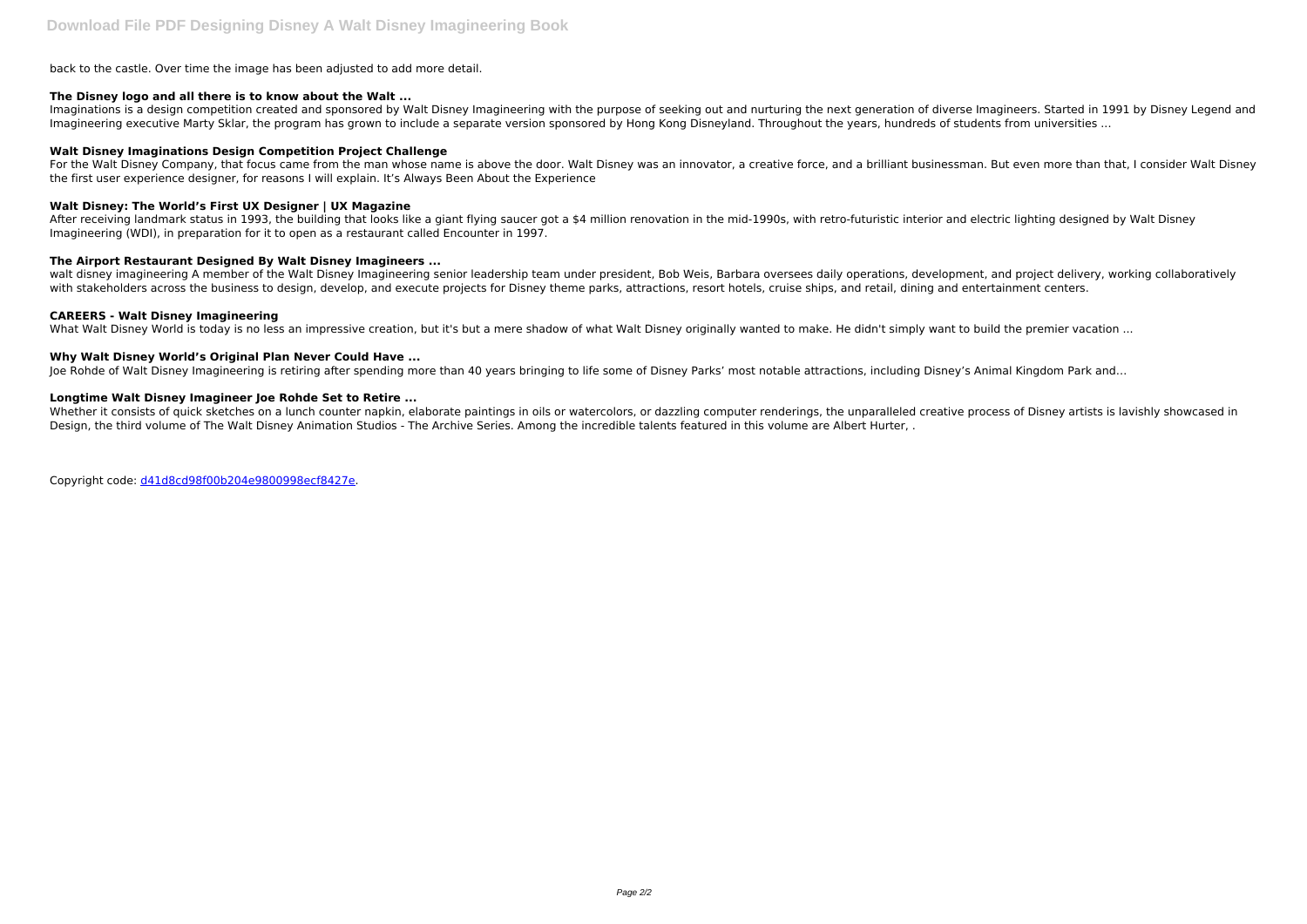back to the castle. Over time the image has been adjusted to add more detail.

### The Disney logo and all there is to know about the Walt ...

Imaginations is a design competition created and sponsored by Walt Disney Imagineering with the purpose of seeking out and nurturing the next generation of diverse Imagineers. Started in 1991 by Disney Legend and Imagineering executive Marty Sklar, the program has grown to include a separate version sponsored by Hong Kong Disneyland. Throughout the years, hundreds of students from universities ...

### Walt Disney Imaginations Design Competition Project Challenge

For the Walt Disney Company, that focus came from the man whose name is above the door. Walt Disney was an innovator, a creative force, and a brilliant businessman. But even more than that, I consider Walt Disney the first user experience designer, for reasons I will explain. It's Always Been About the Experience

### Walt Disney: The World's First UX Designer | UX Magazine

After receiving landmark status in 1993, the building that looks like a giant flying saucer got a $4 million renovation in the mid-1990s, with retro-futuristic interior and electric lighting designed by Walt Disney Imagineering (WDI), in preparation for it to open as a restaurant called Encounter in 1997.

### The Airport Restaurant Designed By Walt Disney Imagineers ...

walt disney imagineering A member of the Walt Disney Imagineering senior leadership team under president, Bob Weis, Barbara oversees daily operations, development, and project delivery, working collaboratively with stakeholders across the business to design, develop, and execute projects for Disney theme parks, attractions, resort hotels, cruise ships, and retail, dining and entertainment centers.

### CAREERS - Walt Disney Imagineering

What Walt Disney World is today is no less an impressive creation, but it's but a mere shadow of what Walt Disney originally wanted to make. He didn't simply want to build the premier vacation ...

### Why Walt Disney World's Original Plan Never Could Have ...

Joe Rohde of Walt Disney Imagineering is retiring after spending more than 40 years bringing to life some of Disney Parks' most notable attractions, including Disney's Animal Kingdom Park and…

### Longtime Walt Disney Imagineer Joe Rohde Set to Retire ...

Whether it consists of quick sketches on a lunch counter napkin, elaborate paintings in oils or watercolors, or dazzling computer renderings, the unparalleled creative process of Disney artists is lavishly showcased in Design, the third volume of The Walt Disney Animation Studios - The Archive Series. Among the incredible talents featured in this volume are Albert Hurter, .

Copyright code: d41d8cd98f00b204e9800998ecf8427e.